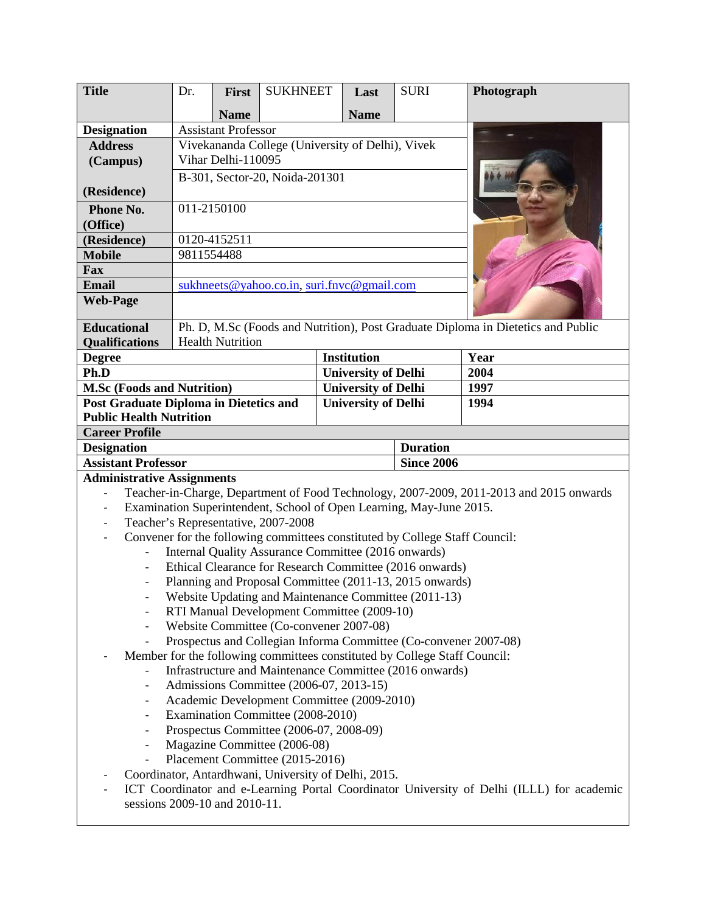| Title | Dr. | First Name | SUKHNEET | Last Name | SURI | Photograph |
|---|---|---|---|---|---|---|
| **Designation** | Assistant Professor | | | | | |
| **Address (Campus)** | Vivekananda College (University of Delhi), Vivek Vihar Delhi-110095 | | | | | |
| **(Residence)** | B-301, Sector-20, Noida-201301 | | | | | |
| **Phone No. (Office)** | 011-2150100 | | | | | |
| **(Residence)** | 0120-4152511 | | | | | |
| **Mobile** | 9811554488 | | | | | |
| **Fax** | | | | | | |
| **Email** | sukhneets@yahoo.co.in, suri.fnvc@gmail.com | | | | | |
| **Web-Page** | | | | | | |
| **Educational Qualifications** | Ph. D, M.Sc (Foods and Nutrition), Post Graduate Diploma in Dietetics and Public Health Nutrition | | | | | |

| Degree | Institution | Year |
|---|---|---|
| **Ph.D** | **University of Delhi** | **2004** |
| **M.Sc (Foods and Nutrition)** | **University of Delhi** | **1997** |
| **Post Graduate Diploma in Dietetics and Public Health Nutrition** | **University of Delhi** | **1994** |

**Career Profile**

| Designation | Duration |
|---|---|
| **Assistant Professor** | **Since 2006** |

**Administrative Assignments**

- Teacher-in-Charge, Department of Food Technology, 2007-2009, 2011-2013 and 2015 onwards
- Examination Superintendent, School of Open Learning, May-June 2015.
- Teacher's Representative, 2007-2008
- Convener for the following committees constituted by College Staff Council:
  - Internal Quality Assurance Committee (2016 onwards)
  - Ethical Clearance for Research Committee (2016 onwards)
  - Planning and Proposal Committee (2011-13, 2015 onwards)
  - Website Updating and Maintenance Committee (2011-13)
  - RTI Manual Development Committee (2009-10)
  - Website Committee (Co-convener 2007-08)
  - Prospectus and Collegian Informa Committee (Co-convener 2007-08)
- Member for the following committees constituted by College Staff Council:
  - Infrastructure and Maintenance Committee (2016 onwards)
  - Admissions Committee (2006-07, 2013-15)
  - Academic Development Committee (2009-2010)
  - Examination Committee (2008-2010)
  - Prospectus Committee (2006-07, 2008-09)
  - Magazine Committee (2006-08)
  - Placement Committee (2015-2016)
- Coordinator, Antardhwani, University of Delhi, 2015.
- ICT Coordinator and e-Learning Portal Coordinator University of Delhi (ILLL) for academic sessions 2009-10 and 2010-11.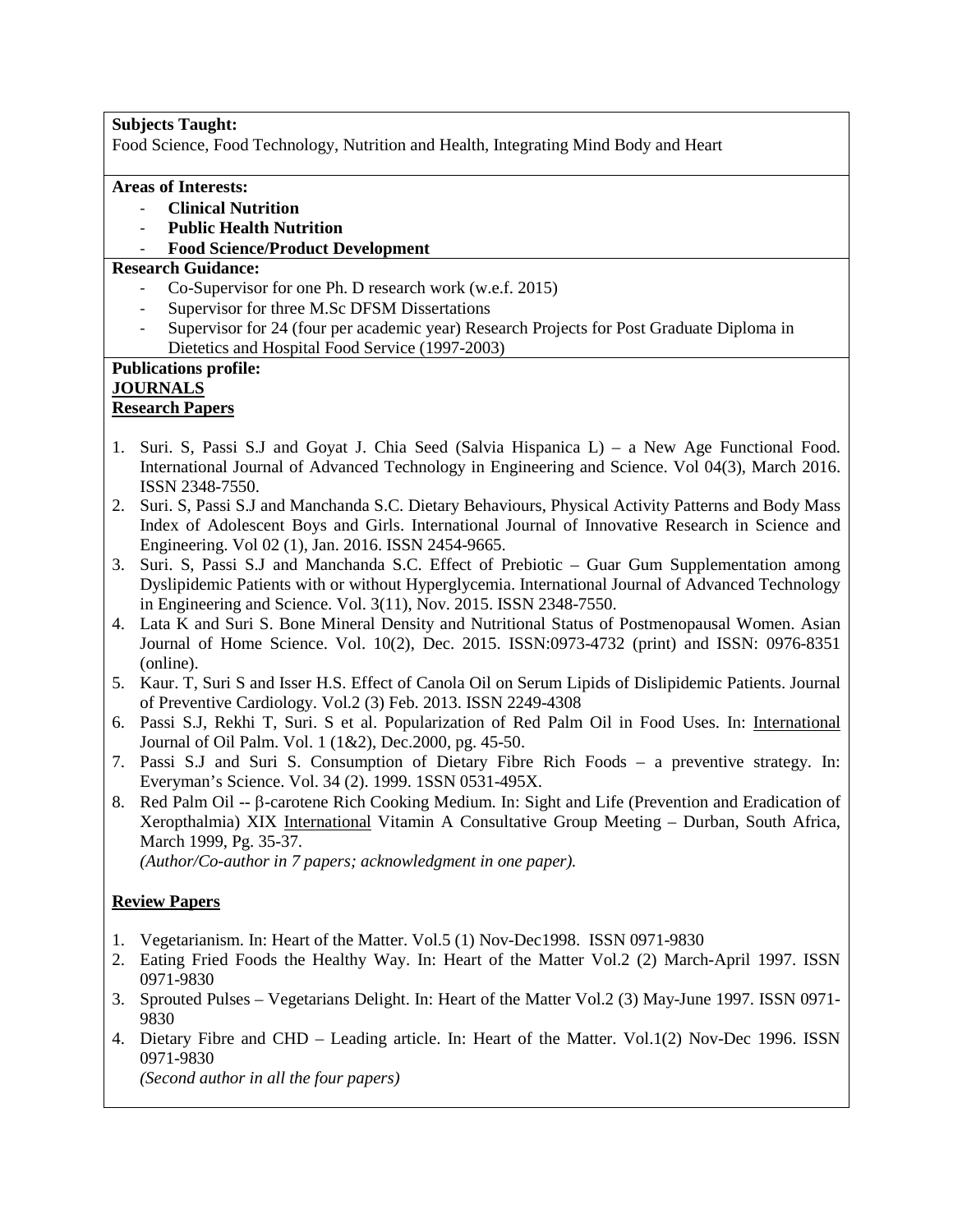**Subjects Taught:**

Food Science, Food Technology, Nutrition and Health, Integrating Mind Body and Heart

**Areas of Interests:**

- **Clinical Nutrition**
- **Public Health Nutrition**
- **Food Science/Product Development**

**Research Guidance:**

- Co-Supervisor for one Ph. D research work (w.e.f. 2015)
- Supervisor for three M.Sc DFSM Dissertations
- Supervisor for 24 (four per academic year) Research Projects for Post Graduate Diploma in Dietetics and Hospital Food Service (1997-2003)

**Publications profile:**

**<u>JOURNALS</u>**

**<u>Research Papers</u>**

1. Suri. S, Passi S.J and Goyat J. Chia Seed (Salvia Hispanica L) – a New Age Functional Food. International Journal of Advanced Technology in Engineering and Science. Vol 04(3), March 2016. ISSN 2348-7550.
2. Suri. S, Passi S.J and Manchanda S.C. Dietary Behaviours, Physical Activity Patterns and Body Mass Index of Adolescent Boys and Girls. International Journal of Innovative Research in Science and Engineering. Vol 02 (1), Jan. 2016. ISSN 2454-9665.
3. Suri. S, Passi S.J and Manchanda S.C. Effect of Prebiotic – Guar Gum Supplementation among Dyslipidemic Patients with or without Hyperglycemia. International Journal of Advanced Technology in Engineering and Science. Vol. 3(11), Nov. 2015. ISSN 2348-7550.
4. Lata K and Suri S. Bone Mineral Density and Nutritional Status of Postmenopausal Women. Asian Journal of Home Science. Vol. 10(2), Dec. 2015. ISSN:0973-4732 (print) and ISSN: 0976-8351 (online).
5. Kaur. T, Suri S and Isser H.S. Effect of Canola Oil on Serum Lipids of Dislipidemic Patients. Journal of Preventive Cardiology. Vol.2 (3) Feb. 2013. ISSN 2249-4308
6. Passi S.J, Rekhi T, Suri. S et al. Popularization of Red Palm Oil in Food Uses. In: <u>International</u> Journal of Oil Palm. Vol. 1 (1&2), Dec.2000, pg. 45-50.
7. Passi S.J and Suri S. Consumption of Dietary Fibre Rich Foods – a preventive strategy. In: Everyman's Science. Vol. 34 (2). 1999. 1SSN 0531-495X.
8. Red Palm Oil -- β-carotene Rich Cooking Medium. In: Sight and Life (Prevention and Eradication of Xeropthalmia) XIX <u>International</u> Vitamin A Consultative Group Meeting – Durban, South Africa, March 1999, Pg. 35-37.

*(Author/Co-author in 7 papers; acknowledgment in one paper).*

**<u>Review Papers</u>**

1. Vegetarianism. In: Heart of the Matter. Vol.5 (1) Nov-Dec1998. ISSN 0971-9830
2. Eating Fried Foods the Healthy Way. In: Heart of the Matter Vol.2 (2) March-April 1997. ISSN 0971-9830
3. Sprouted Pulses – Vegetarians Delight. In: Heart of the Matter Vol.2 (3) May-June 1997. ISSN 0971-9830
4. Dietary Fibre and CHD – Leading article. In: Heart of the Matter. Vol.1(2) Nov-Dec 1996. ISSN 0971-9830

*(Second author in all the four papers)*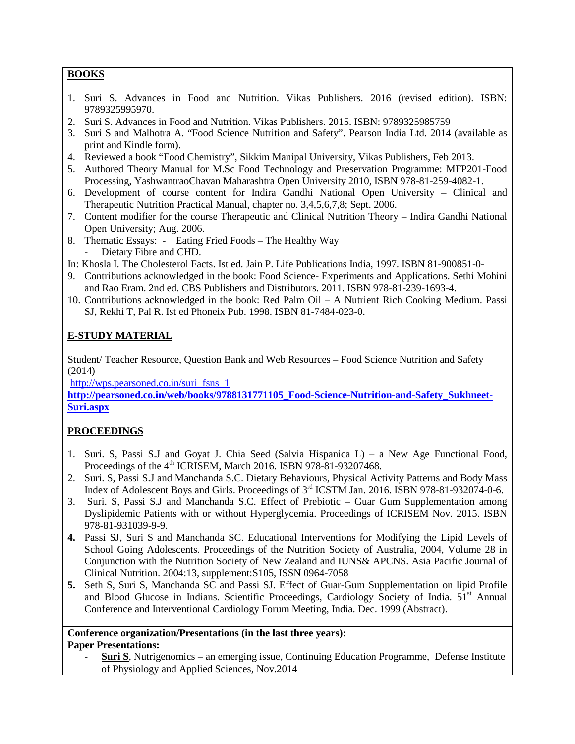## BOOKS

1. Suri S. Advances in Food and Nutrition. Vikas Publishers. 2016 (revised edition). ISBN: 9789325995970.
2. Suri S. Advances in Food and Nutrition. Vikas Publishers. 2015. ISBN: 9789325985759
3. Suri S and Malhotra A. "Food Science Nutrition and Safety". Pearson India Ltd. 2014 (available as print and Kindle form).
4. Reviewed a book "Food Chemistry", Sikkim Manipal University, Vikas Publishers, Feb 2013.
5. Authored Theory Manual for M.Sc Food Technology and Preservation Programme: MFP201-Food Processing, YashwantraoChavan Maharashtra Open University 2010, ISBN 978-81-259-4082-1.
6. Development of course content for Indira Gandhi National Open University – Clinical and Therapeutic Nutrition Practical Manual, chapter no. 3,4,5,6,7,8; Sept. 2006.
7. Content modifier for the course Therapeutic and Clinical Nutrition Theory – Indira Gandhi National Open University; Aug. 2006.
8. Thematic Essays: - Eating Fried Foods – The Healthy Way
   - Dietary Fibre and CHD.

In: Khosla I. The Cholesterol Facts. Ist ed. Jain P. Life Publications India, 1997. ISBN 81-900851-0-

9. Contributions acknowledged in the book: Food Science- Experiments and Applications. Sethi Mohini and Rao Eram. 2nd ed. CBS Publishers and Distributors. 2011. ISBN 978-81-239-1693-4.
10. Contributions acknowledged in the book: Red Palm Oil – A Nutrient Rich Cooking Medium. Passi SJ, Rekhi T, Pal R. Ist ed Phoneix Pub. 1998. ISBN 81-7484-023-0.

## E-STUDY MATERIAL

Student/ Teacher Resource, Question Bank and Web Resources – Food Science Nutrition and Safety (2014)

http://wps.pearsoned.co.in/suri_fsns_1

**http://pearsoned.co.in/web/books/9788131771105_Food-Science-Nutrition-and-Safety_Sukhneet-Suri.aspx**

## PROCEEDINGS

1. Suri. S, Passi S.J and Goyat J. Chia Seed (Salvia Hispanica L) – a New Age Functional Food, Proceedings of the 4th ICRISEM, March 2016. ISBN 978-81-93207468.
2. Suri. S, Passi S.J and Manchanda S.C. Dietary Behaviours, Physical Activity Patterns and Body Mass Index of Adolescent Boys and Girls. Proceedings of 3rd ICSTM Jan. 2016. ISBN 978-81-932074-0-6.
3. Suri. S, Passi S.J and Manchanda S.C. Effect of Prebiotic – Guar Gum Supplementation among Dyslipidemic Patients with or without Hyperglycemia. Proceedings of ICRISEM Nov. 2015. ISBN 978-81-931039-9-9.
4. Passi SJ, Suri S and Manchanda SC. Educational Interventions for Modifying the Lipid Levels of School Going Adolescents. Proceedings of the Nutrition Society of Australia, 2004, Volume 28 in Conjunction with the Nutrition Society of New Zealand and IUNS& APCNS. Asia Pacific Journal of Clinical Nutrition. 2004:13, supplement:S105, ISSN 0964-7058
5. Seth S, Suri S, Manchanda SC and Passi SJ. Effect of Guar-Gum Supplementation on lipid Profile and Blood Glucose in Indians. Scientific Proceedings, Cardiology Society of India. 51st Annual Conference and Interventional Cardiology Forum Meeting, India. Dec. 1999 (Abstract).

**Conference organization/Presentations (in the last three years):**

**Paper Presentations:**

- **Suri S**, Nutrigenomics – an emerging issue, Continuing Education Programme, Defense Institute of Physiology and Applied Sciences, Nov.2014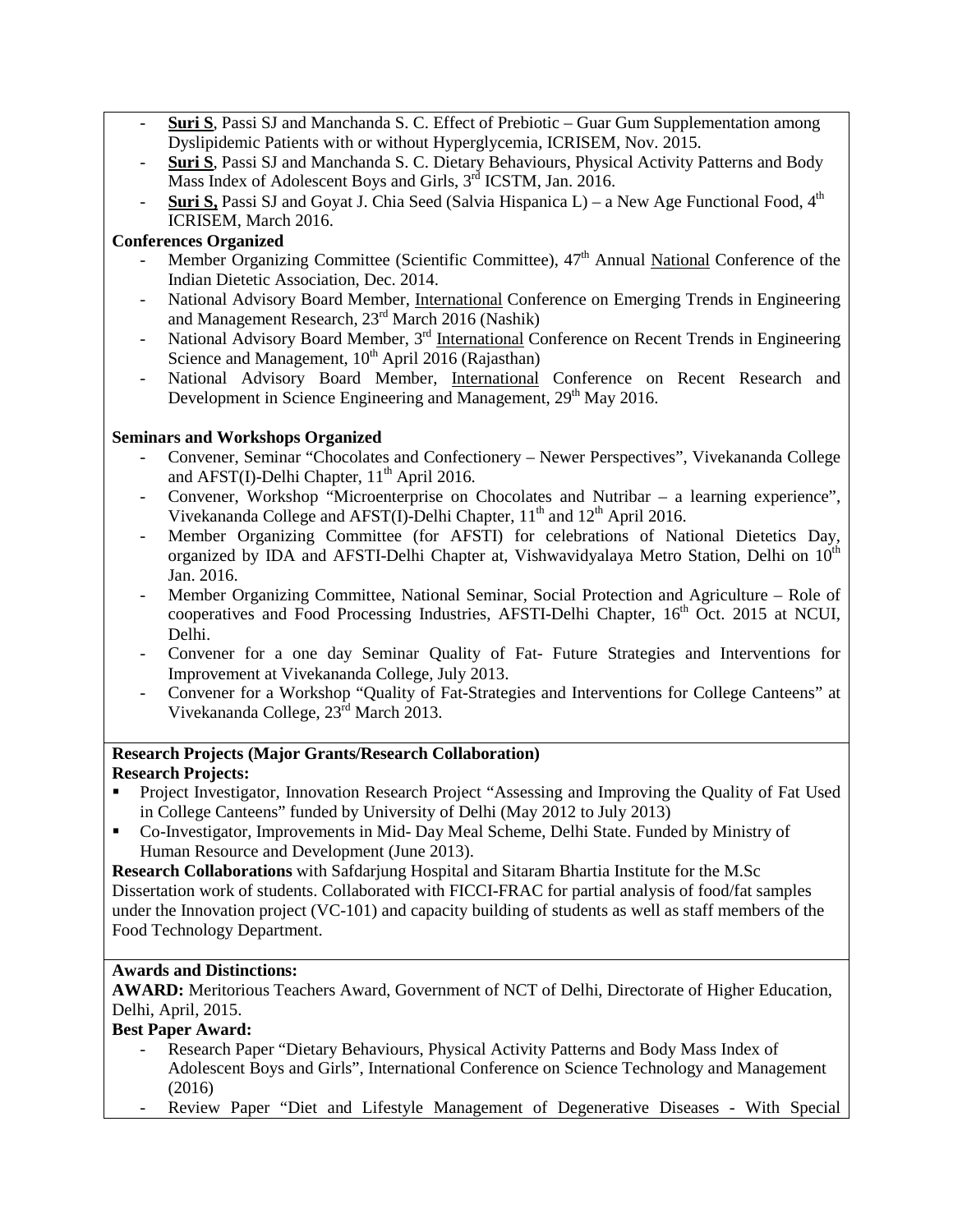- **Suri S**, Passi SJ and Manchanda S. C. Effect of Prebiotic – Guar Gum Supplementation among Dyslipidemic Patients with or without Hyperglycemia, ICRISEM, Nov. 2015.
- **Suri S**, Passi SJ and Manchanda S. C. Dietary Behaviours, Physical Activity Patterns and Body Mass Index of Adolescent Boys and Girls, 3rd ICSTM, Jan. 2016.
- **Suri S,** Passi SJ and Goyat J. Chia Seed (Salvia Hispanica L) – a New Age Functional Food, 4th ICRISEM, March 2016.

**Conferences Organized**

- Member Organizing Committee (Scientific Committee), 47th Annual National Conference of the Indian Dietetic Association, Dec. 2014.
- National Advisory Board Member, International Conference on Emerging Trends in Engineering and Management Research, 23rd March 2016 (Nashik)
- National Advisory Board Member, 3rd International Conference on Recent Trends in Engineering Science and Management, 10th April 2016 (Rajasthan)
- National Advisory Board Member, International Conference on Recent Research and Development in Science Engineering and Management, 29th May 2016.

**Seminars and Workshops Organized**

- Convener, Seminar "Chocolates and Confectionery – Newer Perspectives", Vivekananda College and AFST(I)-Delhi Chapter, 11th April 2016.
- Convener, Workshop "Microenterprise on Chocolates and Nutribar – a learning experience", Vivekananda College and AFST(I)-Delhi Chapter, 11th and 12th April 2016.
- Member Organizing Committee (for AFSTI) for celebrations of National Dietetics Day, organized by IDA and AFSTI-Delhi Chapter at, Vishwavidyalaya Metro Station, Delhi on 10th Jan. 2016.
- Member Organizing Committee, National Seminar, Social Protection and Agriculture – Role of cooperatives and Food Processing Industries, AFSTI-Delhi Chapter, 16th Oct. 2015 at NCUI, Delhi.
- Convener for a one day Seminar Quality of Fat- Future Strategies and Interventions for Improvement at Vivekananda College, July 2013.
- Convener for a Workshop "Quality of Fat-Strategies and Interventions for College Canteens" at Vivekananda College, 23rd March 2013.

**Research Projects (Major Grants/Research Collaboration)**

**Research Projects:**

- Project Investigator, Innovation Research Project "Assessing and Improving the Quality of Fat Used in College Canteens" funded by University of Delhi (May 2012 to July 2013)
- Co-Investigator, Improvements in Mid- Day Meal Scheme, Delhi State. Funded by Ministry of Human Resource and Development (June 2013).

**Research Collaborations** with Safdarjung Hospital and Sitaram Bhartia Institute for the M.Sc Dissertation work of students. Collaborated with FICCI-FRAC for partial analysis of food/fat samples under the Innovation project (VC-101) and capacity building of students as well as staff members of the Food Technology Department.

**Awards and Distinctions:**

**AWARD:** Meritorious Teachers Award, Government of NCT of Delhi, Directorate of Higher Education, Delhi, April, 2015.

**Best Paper Award:**

- Research Paper "Dietary Behaviours, Physical Activity Patterns and Body Mass Index of Adolescent Boys and Girls", International Conference on Science Technology and Management (2016)
- Review Paper "Diet and Lifestyle Management of Degenerative Diseases - With Special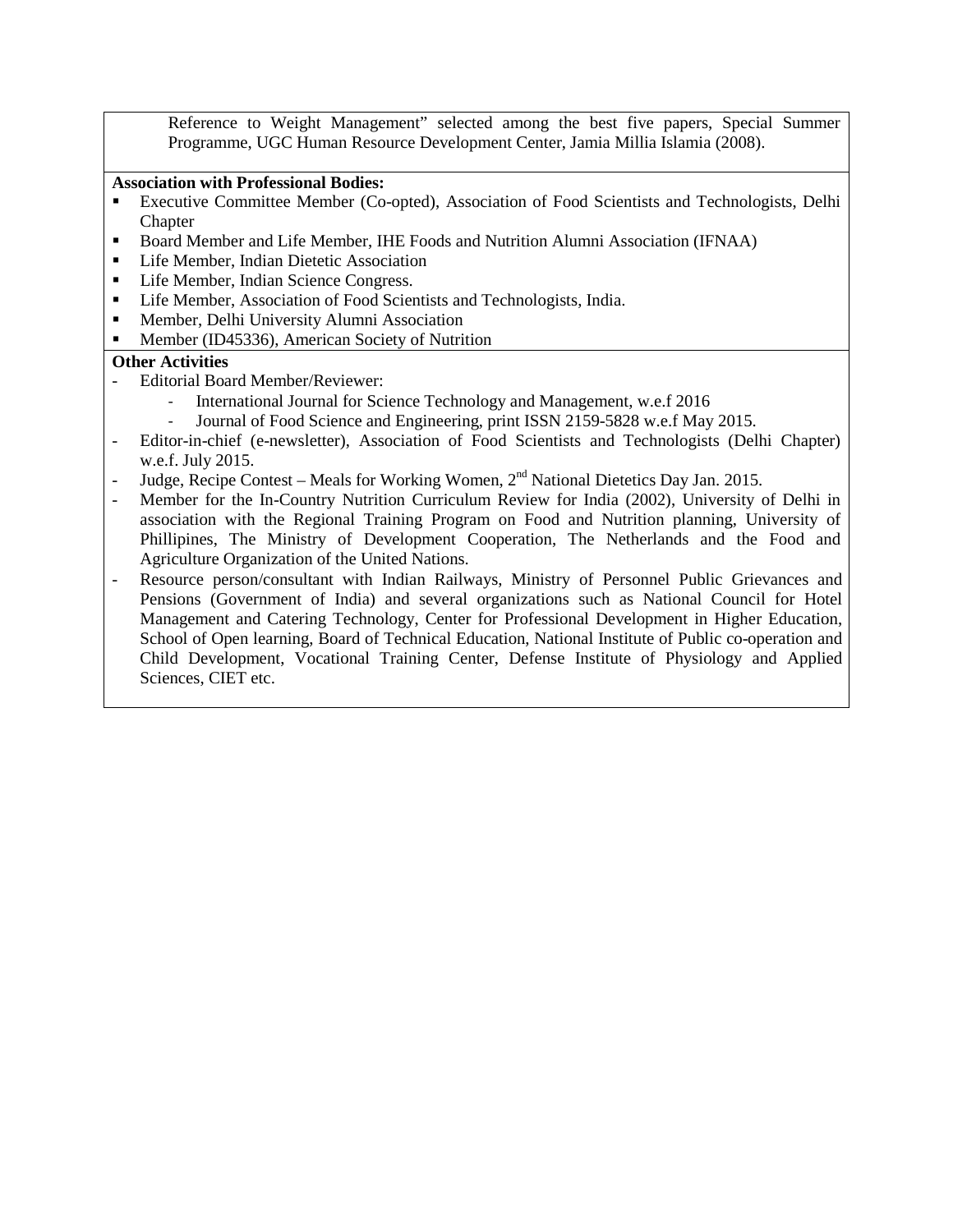Reference to Weight Management" selected among the best five papers, Special Summer Programme, UGC Human Resource Development Center, Jamia Millia Islamia (2008).

**Association with Professional Bodies:**

- Executive Committee Member (Co-opted), Association of Food Scientists and Technologists, Delhi Chapter
- Board Member and Life Member, IHE Foods and Nutrition Alumni Association (IFNAA)
- Life Member, Indian Dietetic Association
- Life Member, Indian Science Congress.
- Life Member, Association of Food Scientists and Technologists, India.
- Member, Delhi University Alumni Association
- Member (ID45336), American Society of Nutrition

**Other Activities**

- Editorial Board Member/Reviewer:
  - International Journal for Science Technology and Management, w.e.f 2016
  - Journal of Food Science and Engineering, print ISSN 2159-5828 w.e.f May 2015.
- Editor-in-chief (e-newsletter), Association of Food Scientists and Technologists (Delhi Chapter) w.e.f. July 2015.
- Judge, Recipe Contest – Meals for Working Women, 2nd National Dietetics Day Jan. 2015.
- Member for the In-Country Nutrition Curriculum Review for India (2002), University of Delhi in association with the Regional Training Program on Food and Nutrition planning, University of Phillipines, The Ministry of Development Cooperation, The Netherlands and the Food and Agriculture Organization of the United Nations.
- Resource person/consultant with Indian Railways, Ministry of Personnel Public Grievances and Pensions (Government of India) and several organizations such as National Council for Hotel Management and Catering Technology, Center for Professional Development in Higher Education, School of Open learning, Board of Technical Education, National Institute of Public co-operation and Child Development, Vocational Training Center, Defense Institute of Physiology and Applied Sciences, CIET etc.